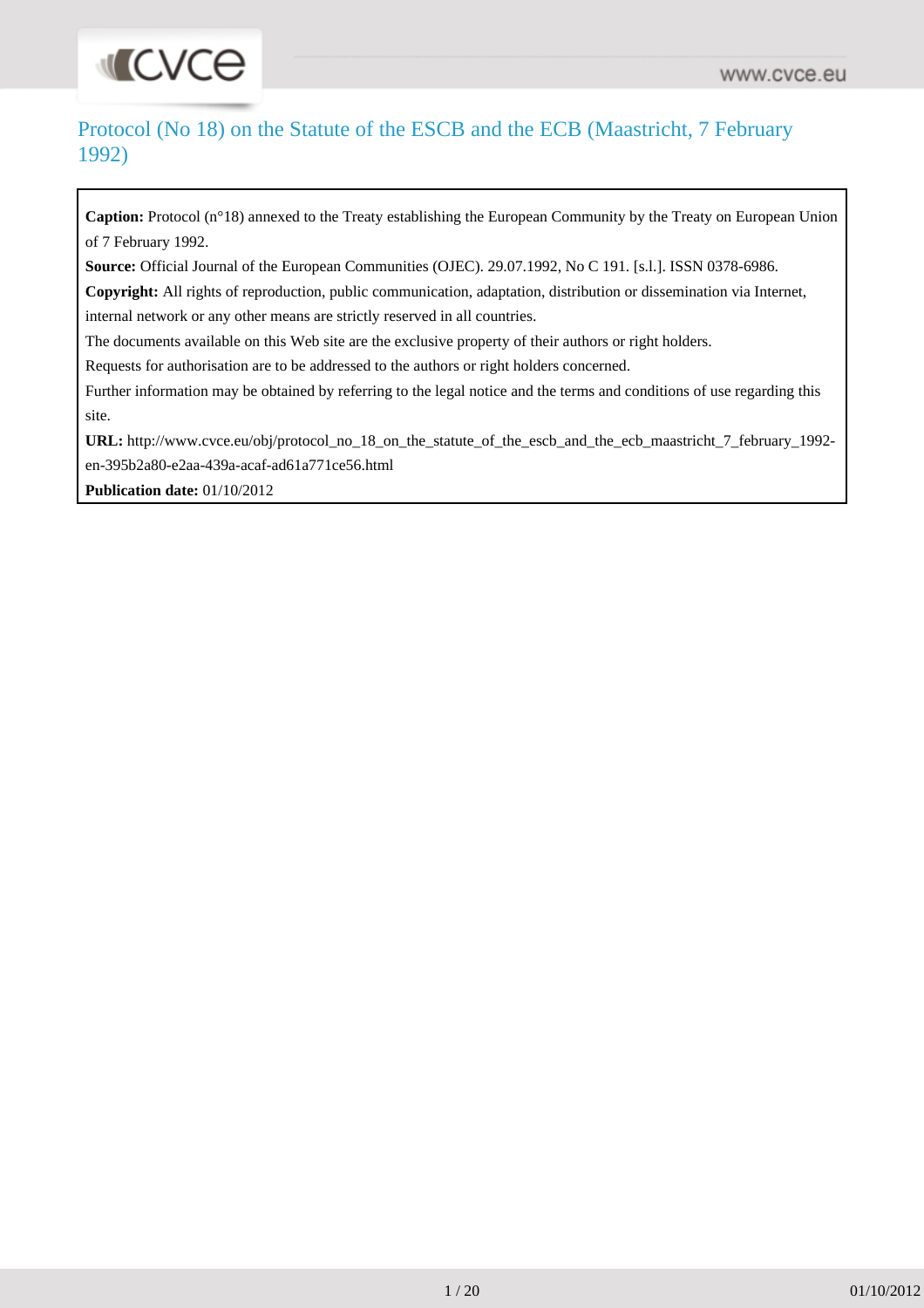# Protocol (No 18) on the Statute of the ESCB and the ECB (Maastricht, 7 February 1992)

**Caption:** Protocol (n°18) annexed to the Treaty establishing the European Community by the Treaty on European Union of 7 February 1992.

**Source:** Official Journal of the European Communities (OJEC). 29.07.1992, No C 191. [s.l.]. ISSN 0378-6986.

**Copyright:** All rights of reproduction, public communication, adaptation, distribution or dissemination via Internet, internal network or any other means are strictly reserved in all countries.

The documents available on this Web site are the exclusive property of their authors or right holders.

Requests for authorisation are to be addressed to the authors or right holders concerned.

Further information may be obtained by referring to the legal notice and the terms and conditions of use regarding this site.

**URL:** http://www.cvce.eu/obj/protocol_no_18_on_the_statute_of_the_escb_and_the_ecb_maastricht_7_february_1992-en-395b2a80-e2aa-439a-acaf-ad61a771ce56.html

**Publication date:** 01/10/2012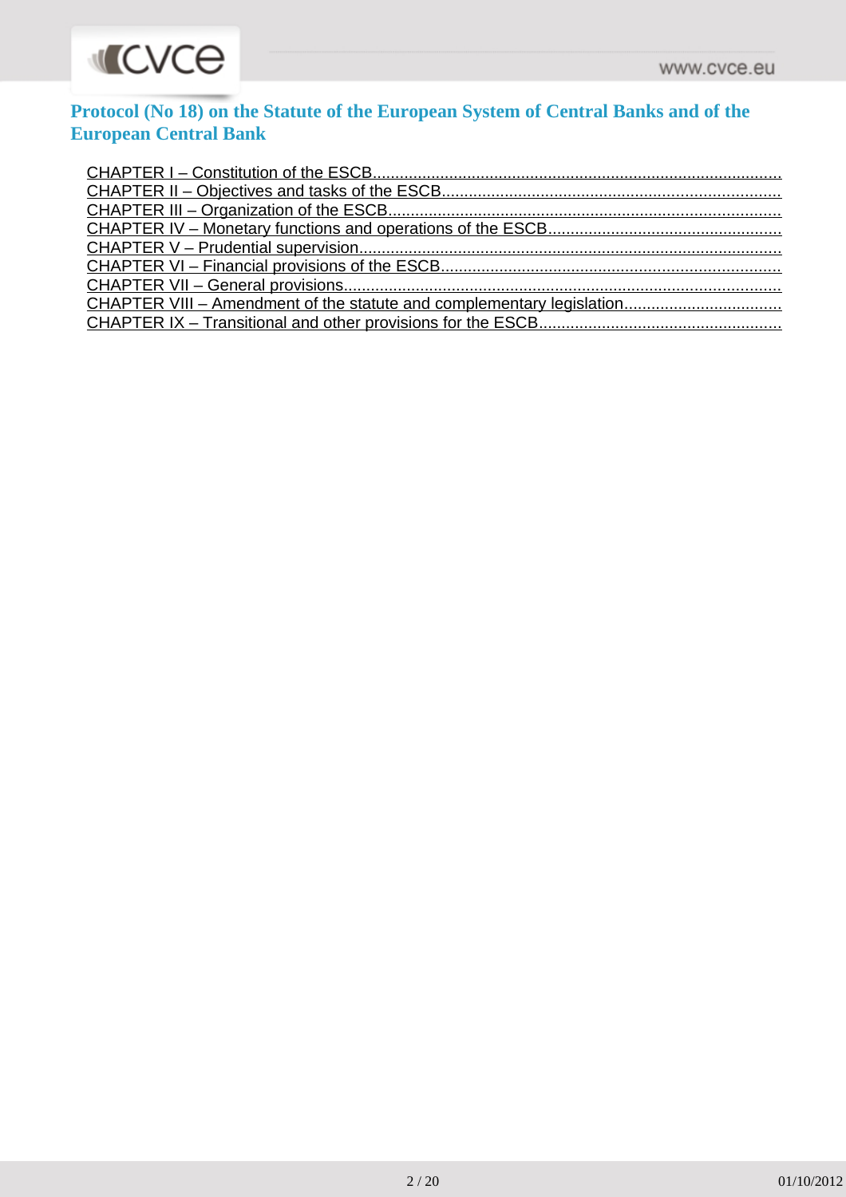# Protocol (No 18) on the Statute of the European System of Central Banks and of the European Central Bank

- CHAPTER I – Constitution of the ESCB
- CHAPTER II – Objectives and tasks of the ESCB
- CHAPTER III – Organization of the ESCB
- CHAPTER IV – Monetary functions and operations of the ESCB
- CHAPTER V – Prudential supervision
- CHAPTER VI – Financial provisions of the ESCB
- CHAPTER VII – General provisions
- CHAPTER VIII – Amendment of the statute and complementary legislation
- CHAPTER IX – Transitional and other provisions for the ESCB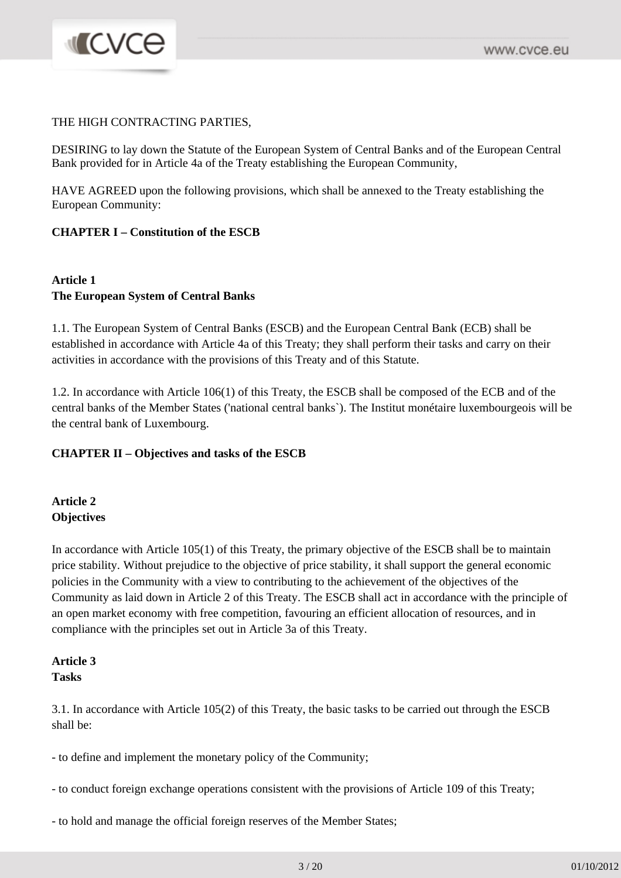THE HIGH CONTRACTING PARTIES,

DESIRING to lay down the Statute of the European System of Central Banks and of the European Central Bank provided for in Article 4a of the Treaty establishing the European Community,

HAVE AGREED upon the following provisions, which shall be annexed to the Treaty establishing the European Community:

## CHAPTER I – Constitution of the ESCB

### Article 1
### The European System of Central Banks

1.1. The European System of Central Banks (ESCB) and the European Central Bank (ECB) shall be established in accordance with Article 4a of this Treaty; they shall perform their tasks and carry on their activities in accordance with the provisions of this Treaty and of this Statute.

1.2. In accordance with Article 106(1) of this Treaty, the ESCB shall be composed of the ECB and of the central banks of the Member States ('national central banks`). The Institut monétaire luxembourgeois will be the central bank of Luxembourg.

## CHAPTER II – Objectives and tasks of the ESCB

### Article 2
### Objectives

In accordance with Article 105(1) of this Treaty, the primary objective of the ESCB shall be to maintain price stability. Without prejudice to the objective of price stability, it shall support the general economic policies in the Community with a view to contributing to the achievement of the objectives of the Community as laid down in Article 2 of this Treaty. The ESCB shall act in accordance with the principle of an open market economy with free competition, favouring an efficient allocation of resources, and in compliance with the principles set out in Article 3a of this Treaty.

### Article 3
### Tasks

3.1. In accordance with Article 105(2) of this Treaty, the basic tasks to be carried out through the ESCB shall be:

- to define and implement the monetary policy of the Community;

- to conduct foreign exchange operations consistent with the provisions of Article 109 of this Treaty;

- to hold and manage the official foreign reserves of the Member States;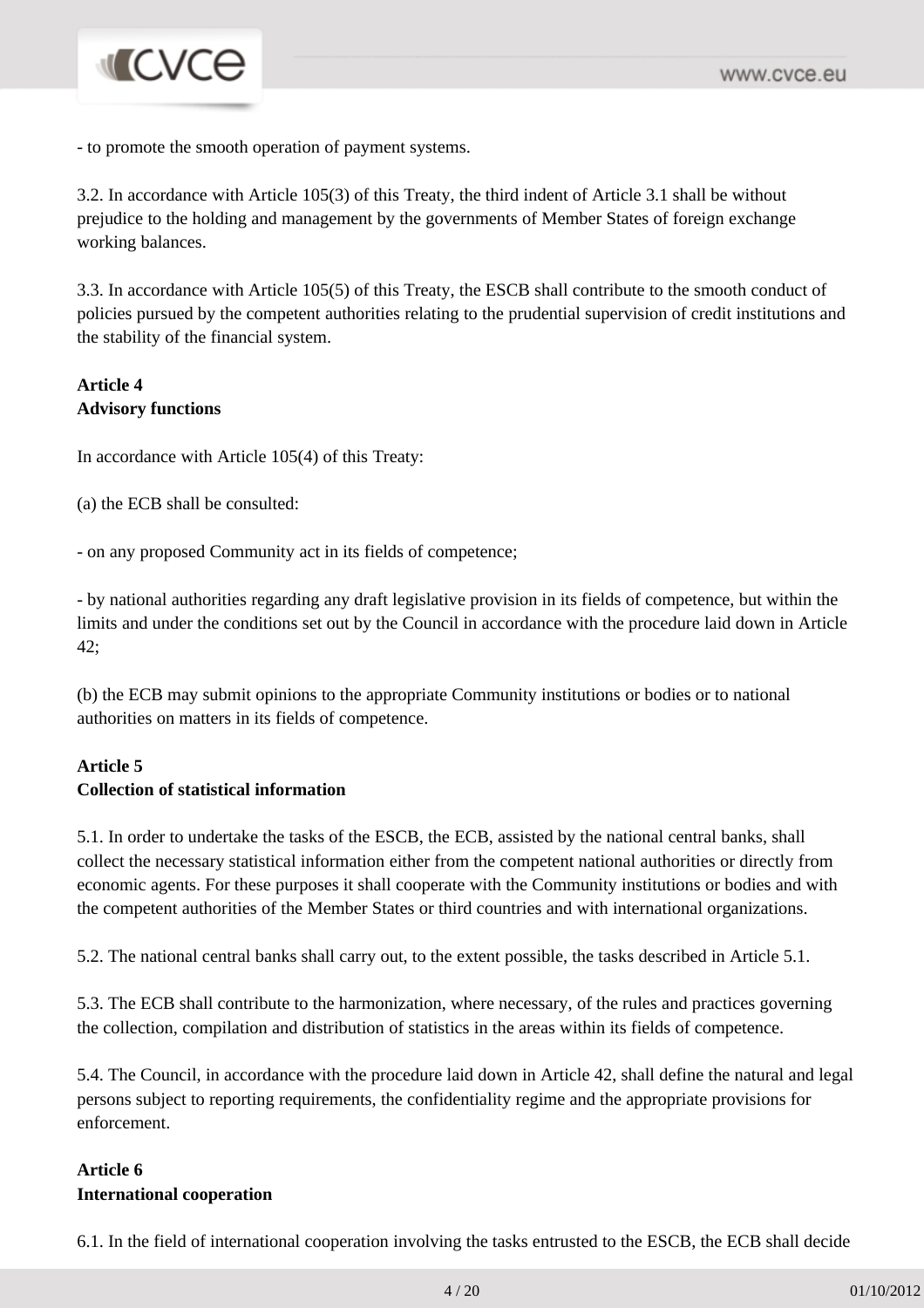- to promote the smooth operation of payment systems.

3.2. In accordance with Article 105(3) of this Treaty, the third indent of Article 3.1 shall be without prejudice to the holding and management by the governments of Member States of foreign exchange working balances.

3.3. In accordance with Article 105(5) of this Treaty, the ESCB shall contribute to the smooth conduct of policies pursued by the competent authorities relating to the prudential supervision of credit institutions and the stability of the financial system.

**Article 4**
**Advisory functions**

In accordance with Article 105(4) of this Treaty:

(a) the ECB shall be consulted:

- on any proposed Community act in its fields of competence;

- by national authorities regarding any draft legislative provision in its fields of competence, but within the limits and under the conditions set out by the Council in accordance with the procedure laid down in Article 42;

(b) the ECB may submit opinions to the appropriate Community institutions or bodies or to national authorities on matters in its fields of competence.

**Article 5**
**Collection of statistical information**

5.1. In order to undertake the tasks of the ESCB, the ECB, assisted by the national central banks, shall collect the necessary statistical information either from the competent national authorities or directly from economic agents. For these purposes it shall cooperate with the Community institutions or bodies and with the competent authorities of the Member States or third countries and with international organizations.

5.2. The national central banks shall carry out, to the extent possible, the tasks described in Article 5.1.

5.3. The ECB shall contribute to the harmonization, where necessary, of the rules and practices governing the collection, compilation and distribution of statistics in the areas within its fields of competence.

5.4. The Council, in accordance with the procedure laid down in Article 42, shall define the natural and legal persons subject to reporting requirements, the confidentiality regime and the appropriate provisions for enforcement.

**Article 6**
**International cooperation**

6.1. In the field of international cooperation involving the tasks entrusted to the ESCB, the ECB shall decide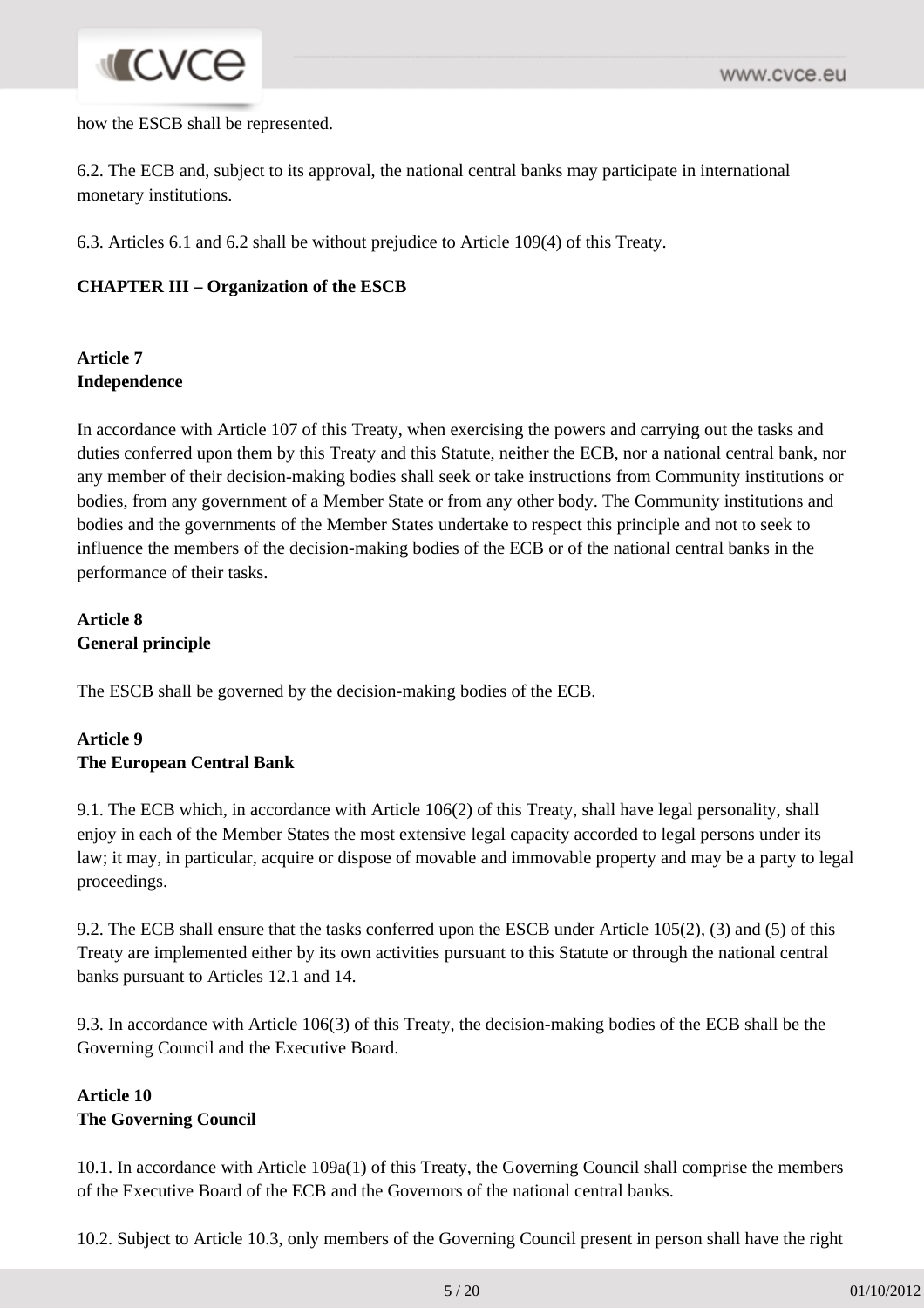how the ESCB shall be represented.

6.2. The ECB and, subject to its approval, the national central banks may participate in international monetary institutions.

6.3. Articles 6.1 and 6.2 shall be without prejudice to Article 109(4) of this Treaty.

## CHAPTER III – Organization of the ESCB

### Article 7
### Independence

In accordance with Article 107 of this Treaty, when exercising the powers and carrying out the tasks and duties conferred upon them by this Treaty and this Statute, neither the ECB, nor a national central bank, nor any member of their decision-making bodies shall seek or take instructions from Community institutions or bodies, from any government of a Member State or from any other body. The Community institutions and bodies and the governments of the Member States undertake to respect this principle and not to seek to influence the members of the decision-making bodies of the ECB or of the national central banks in the performance of their tasks.

### Article 8
### General principle

The ESCB shall be governed by the decision-making bodies of the ECB.

### Article 9
### The European Central Bank

9.1. The ECB which, in accordance with Article 106(2) of this Treaty, shall have legal personality, shall enjoy in each of the Member States the most extensive legal capacity accorded to legal persons under its law; it may, in particular, acquire or dispose of movable and immovable property and may be a party to legal proceedings.

9.2. The ECB shall ensure that the tasks conferred upon the ESCB under Article 105(2), (3) and (5) of this Treaty are implemented either by its own activities pursuant to this Statute or through the national central banks pursuant to Articles 12.1 and 14.

9.3. In accordance with Article 106(3) of this Treaty, the decision-making bodies of the ECB shall be the Governing Council and the Executive Board.

### Article 10
### The Governing Council

10.1. In accordance with Article 109a(1) of this Treaty, the Governing Council shall comprise the members of the Executive Board of the ECB and the Governors of the national central banks.

10.2. Subject to Article 10.3, only members of the Governing Council present in person shall have the right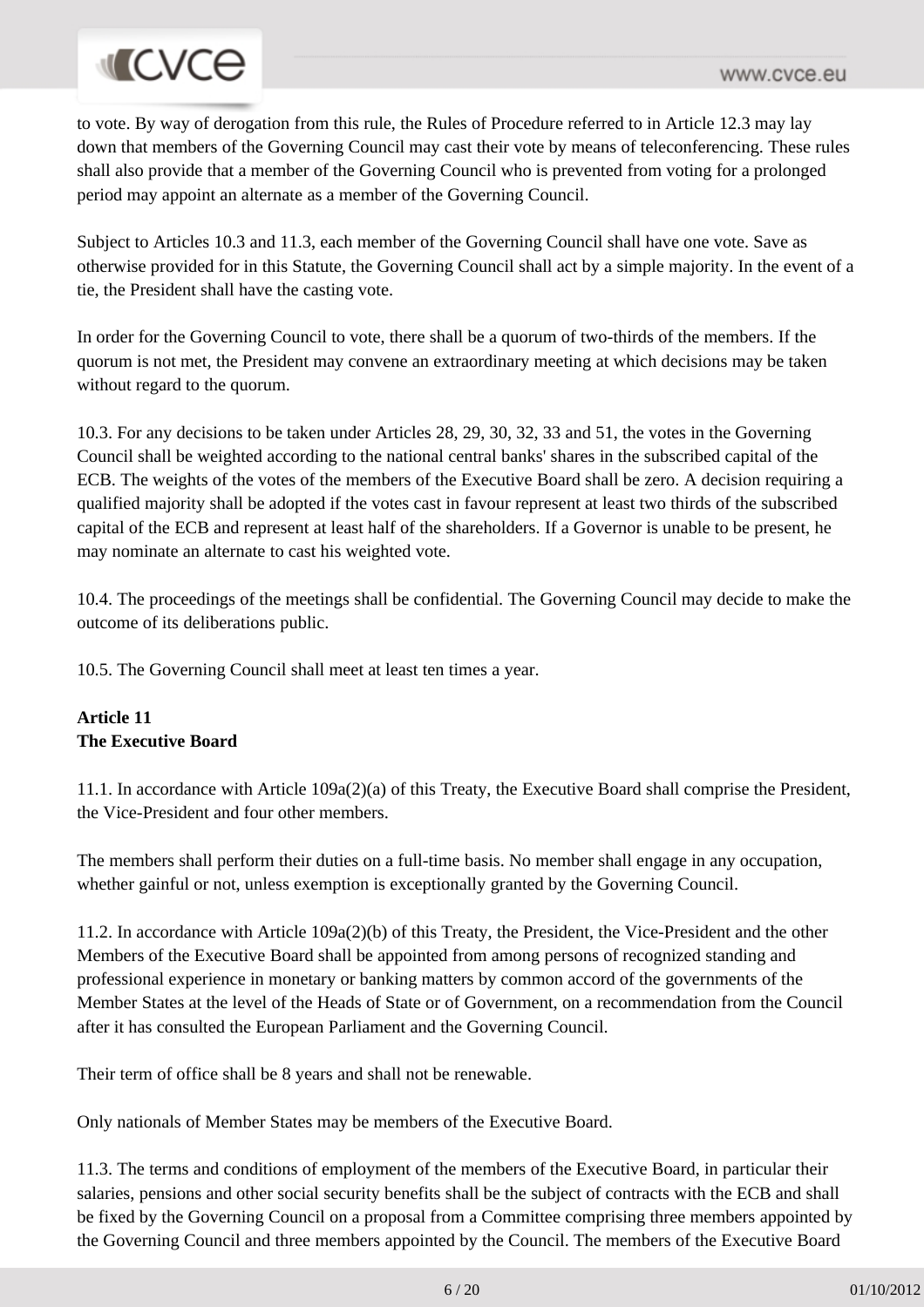to vote. By way of derogation from this rule, the Rules of Procedure referred to in Article 12.3 may lay down that members of the Governing Council may cast their vote by means of teleconferencing. These rules shall also provide that a member of the Governing Council who is prevented from voting for a prolonged period may appoint an alternate as a member of the Governing Council.

Subject to Articles 10.3 and 11.3, each member of the Governing Council shall have one vote. Save as otherwise provided for in this Statute, the Governing Council shall act by a simple majority. In the event of a tie, the President shall have the casting vote.

In order for the Governing Council to vote, there shall be a quorum of two-thirds of the members. If the quorum is not met, the President may convene an extraordinary meeting at which decisions may be taken without regard to the quorum.

10.3. For any decisions to be taken under Articles 28, 29, 30, 32, 33 and 51, the votes in the Governing Council shall be weighted according to the national central banks' shares in the subscribed capital of the ECB. The weights of the votes of the members of the Executive Board shall be zero. A decision requiring a qualified majority shall be adopted if the votes cast in favour represent at least two thirds of the subscribed capital of the ECB and represent at least half of the shareholders. If a Governor is unable to be present, he may nominate an alternate to cast his weighted vote.

10.4. The proceedings of the meetings shall be confidential. The Governing Council may decide to make the outcome of its deliberations public.

10.5. The Governing Council shall meet at least ten times a year.

**Article 11**
**The Executive Board**

11.1. In accordance with Article 109a(2)(a) of this Treaty, the Executive Board shall comprise the President, the Vice-President and four other members.

The members shall perform their duties on a full-time basis. No member shall engage in any occupation, whether gainful or not, unless exemption is exceptionally granted by the Governing Council.

11.2. In accordance with Article 109a(2)(b) of this Treaty, the President, the Vice-President and the other Members of the Executive Board shall be appointed from among persons of recognized standing and professional experience in monetary or banking matters by common accord of the governments of the Member States at the level of the Heads of State or of Government, on a recommendation from the Council after it has consulted the European Parliament and the Governing Council.

Their term of office shall be 8 years and shall not be renewable.

Only nationals of Member States may be members of the Executive Board.

11.3. The terms and conditions of employment of the members of the Executive Board, in particular their salaries, pensions and other social security benefits shall be the subject of contracts with the ECB and shall be fixed by the Governing Council on a proposal from a Committee comprising three members appointed by the Governing Council and three members appointed by the Council. The members of the Executive Board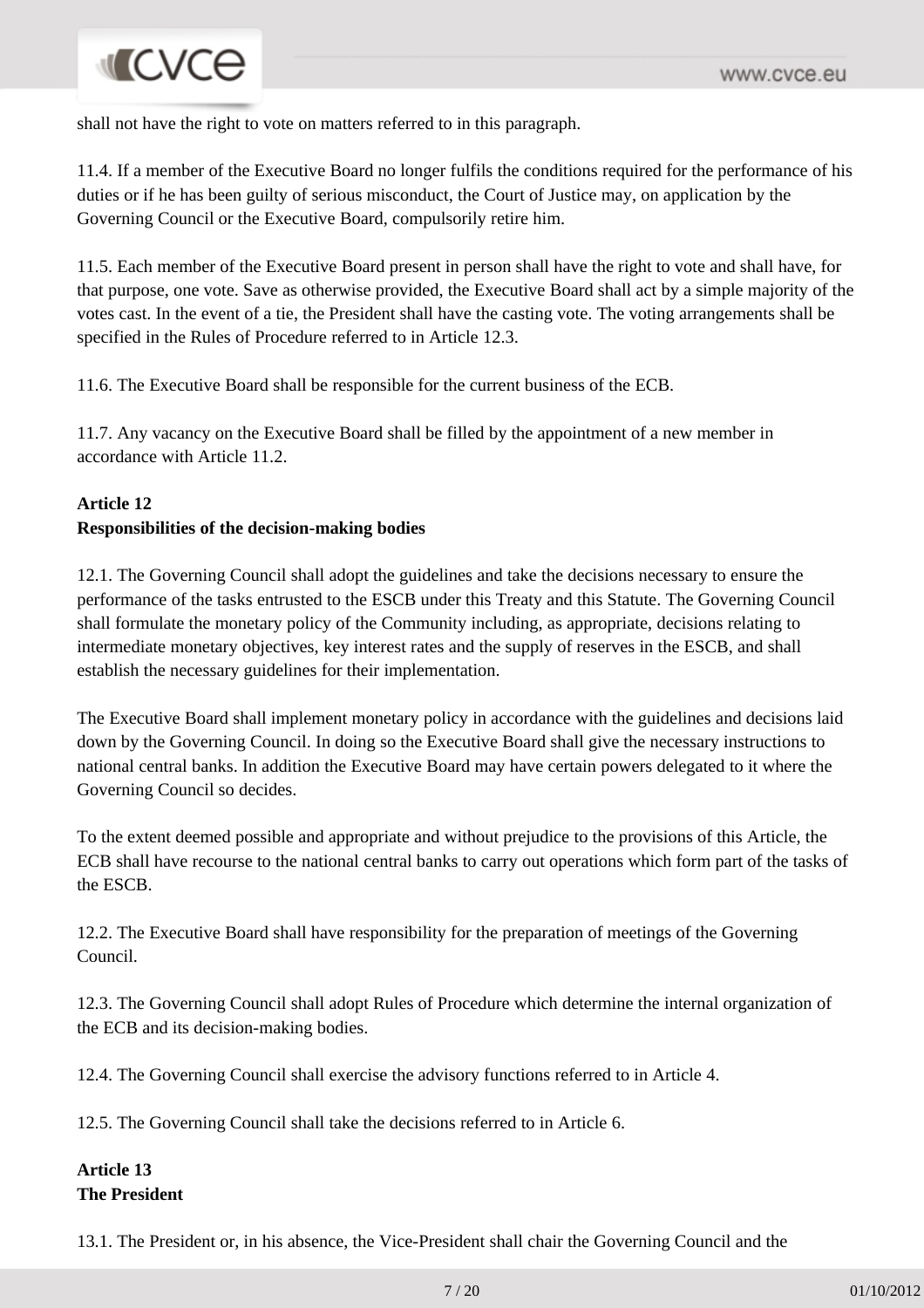shall not have the right to vote on matters referred to in this paragraph.

11.4. If a member of the Executive Board no longer fulfils the conditions required for the performance of his duties or if he has been guilty of serious misconduct, the Court of Justice may, on application by the Governing Council or the Executive Board, compulsorily retire him.

11.5. Each member of the Executive Board present in person shall have the right to vote and shall have, for that purpose, one vote. Save as otherwise provided, the Executive Board shall act by a simple majority of the votes cast. In the event of a tie, the President shall have the casting vote. The voting arrangements shall be specified in the Rules of Procedure referred to in Article 12.3.

11.6. The Executive Board shall be responsible for the current business of the ECB.

11.7. Any vacancy on the Executive Board shall be filled by the appointment of a new member in accordance with Article 11.2.

**Article 12**
**Responsibilities of the decision-making bodies**

12.1. The Governing Council shall adopt the guidelines and take the decisions necessary to ensure the performance of the tasks entrusted to the ESCB under this Treaty and this Statute. The Governing Council shall formulate the monetary policy of the Community including, as appropriate, decisions relating to intermediate monetary objectives, key interest rates and the supply of reserves in the ESCB, and shall establish the necessary guidelines for their implementation.

The Executive Board shall implement monetary policy in accordance with the guidelines and decisions laid down by the Governing Council. In doing so the Executive Board shall give the necessary instructions to national central banks. In addition the Executive Board may have certain powers delegated to it where the Governing Council so decides.

To the extent deemed possible and appropriate and without prejudice to the provisions of this Article, the ECB shall have recourse to the national central banks to carry out operations which form part of the tasks of the ESCB.

12.2. The Executive Board shall have responsibility for the preparation of meetings of the Governing Council.

12.3. The Governing Council shall adopt Rules of Procedure which determine the internal organization of the ECB and its decision-making bodies.

12.4. The Governing Council shall exercise the advisory functions referred to in Article 4.

12.5. The Governing Council shall take the decisions referred to in Article 6.

**Article 13**
**The President**

13.1. The President or, in his absence, the Vice-President shall chair the Governing Council and the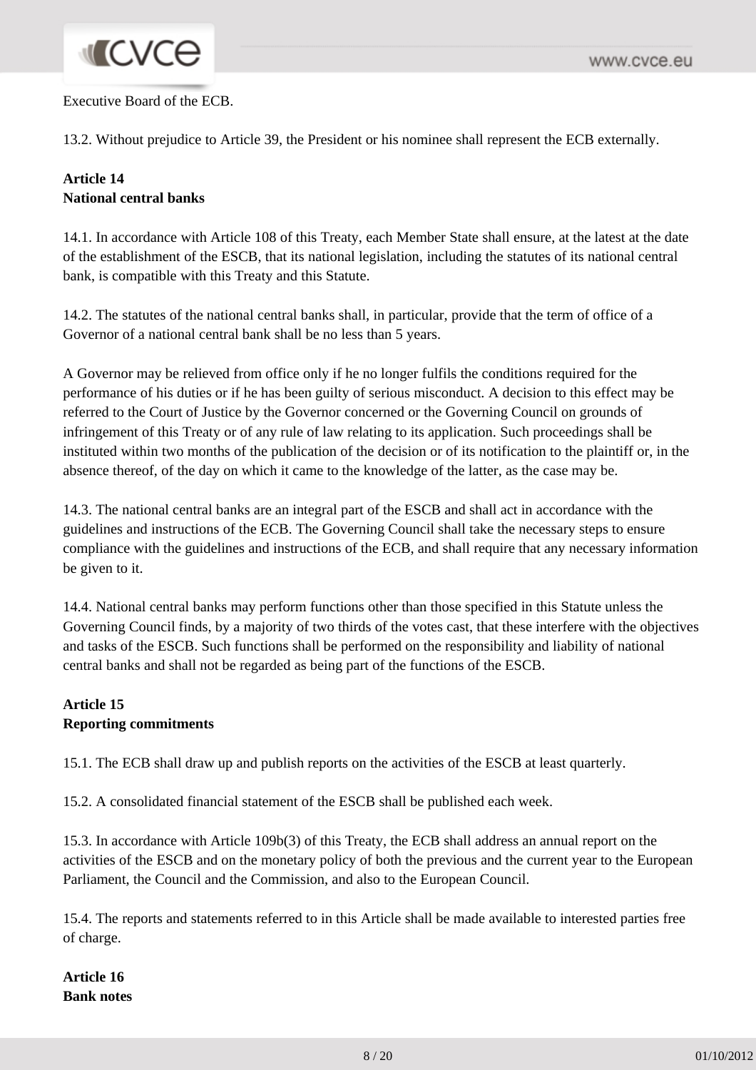Executive Board of the ECB.

13.2. Without prejudice to Article 39, the President or his nominee shall represent the ECB externally.

**Article 14**
**National central banks**

14.1. In accordance with Article 108 of this Treaty, each Member State shall ensure, at the latest at the date of the establishment of the ESCB, that its national legislation, including the statutes of its national central bank, is compatible with this Treaty and this Statute.

14.2. The statutes of the national central banks shall, in particular, provide that the term of office of a Governor of a national central bank shall be no less than 5 years.

A Governor may be relieved from office only if he no longer fulfils the conditions required for the performance of his duties or if he has been guilty of serious misconduct. A decision to this effect may be referred to the Court of Justice by the Governor concerned or the Governing Council on grounds of infringement of this Treaty or of any rule of law relating to its application. Such proceedings shall be instituted within two months of the publication of the decision or of its notification to the plaintiff or, in the absence thereof, of the day on which it came to the knowledge of the latter, as the case may be.

14.3. The national central banks are an integral part of the ESCB and shall act in accordance with the guidelines and instructions of the ECB. The Governing Council shall take the necessary steps to ensure compliance with the guidelines and instructions of the ECB, and shall require that any necessary information be given to it.

14.4. National central banks may perform functions other than those specified in this Statute unless the Governing Council finds, by a majority of two thirds of the votes cast, that these interfere with the objectives and tasks of the ESCB. Such functions shall be performed on the responsibility and liability of national central banks and shall not be regarded as being part of the functions of the ESCB.

**Article 15**
**Reporting commitments**

15.1. The ECB shall draw up and publish reports on the activities of the ESCB at least quarterly.

15.2. A consolidated financial statement of the ESCB shall be published each week.

15.3. In accordance with Article 109b(3) of this Treaty, the ECB shall address an annual report on the activities of the ESCB and on the monetary policy of both the previous and the current year to the European Parliament, the Council and the Commission, and also to the European Council.

15.4. The reports and statements referred to in this Article shall be made available to interested parties free of charge.

**Article 16**
**Bank notes**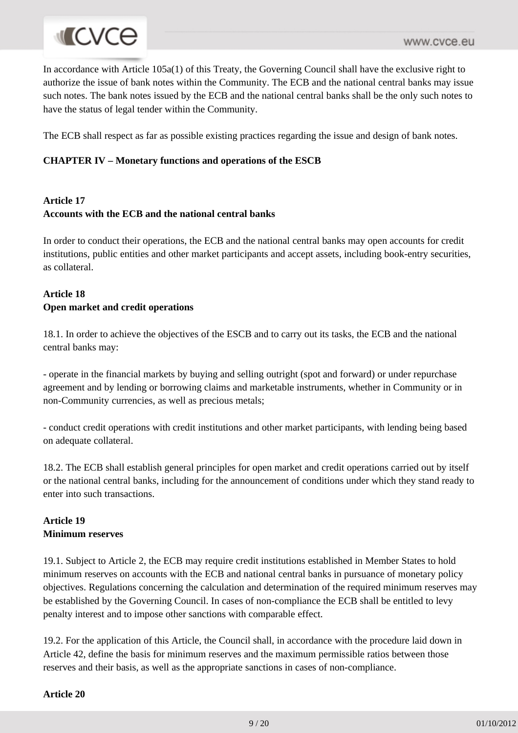In accordance with Article 105a(1) of this Treaty, the Governing Council shall have the exclusive right to authorize the issue of bank notes within the Community. The ECB and the national central banks may issue such notes. The bank notes issued by the ECB and the national central banks shall be the only such notes to have the status of legal tender within the Community.

The ECB shall respect as far as possible existing practices regarding the issue and design of bank notes.

**CHAPTER IV – Monetary functions and operations of the ESCB**

**Article 17**
**Accounts with the ECB and the national central banks**

In order to conduct their operations, the ECB and the national central banks may open accounts for credit institutions, public entities and other market participants and accept assets, including book-entry securities, as collateral.

**Article 18**
**Open market and credit operations**

18.1. In order to achieve the objectives of the ESCB and to carry out its tasks, the ECB and the national central banks may:

- operate in the financial markets by buying and selling outright (spot and forward) or under repurchase agreement and by lending or borrowing claims and marketable instruments, whether in Community or in non-Community currencies, as well as precious metals;

- conduct credit operations with credit institutions and other market participants, with lending being based on adequate collateral.

18.2. The ECB shall establish general principles for open market and credit operations carried out by itself or the national central banks, including for the announcement of conditions under which they stand ready to enter into such transactions.

**Article 19**
**Minimum reserves**

19.1. Subject to Article 2, the ECB may require credit institutions established in Member States to hold minimum reserves on accounts with the ECB and national central banks in pursuance of monetary policy objectives. Regulations concerning the calculation and determination of the required minimum reserves may be established by the Governing Council. In cases of non-compliance the ECB shall be entitled to levy penalty interest and to impose other sanctions with comparable effect.

19.2. For the application of this Article, the Council shall, in accordance with the procedure laid down in Article 42, define the basis for minimum reserves and the maximum permissible ratios between those reserves and their basis, as well as the appropriate sanctions in cases of non-compliance.

**Article 20**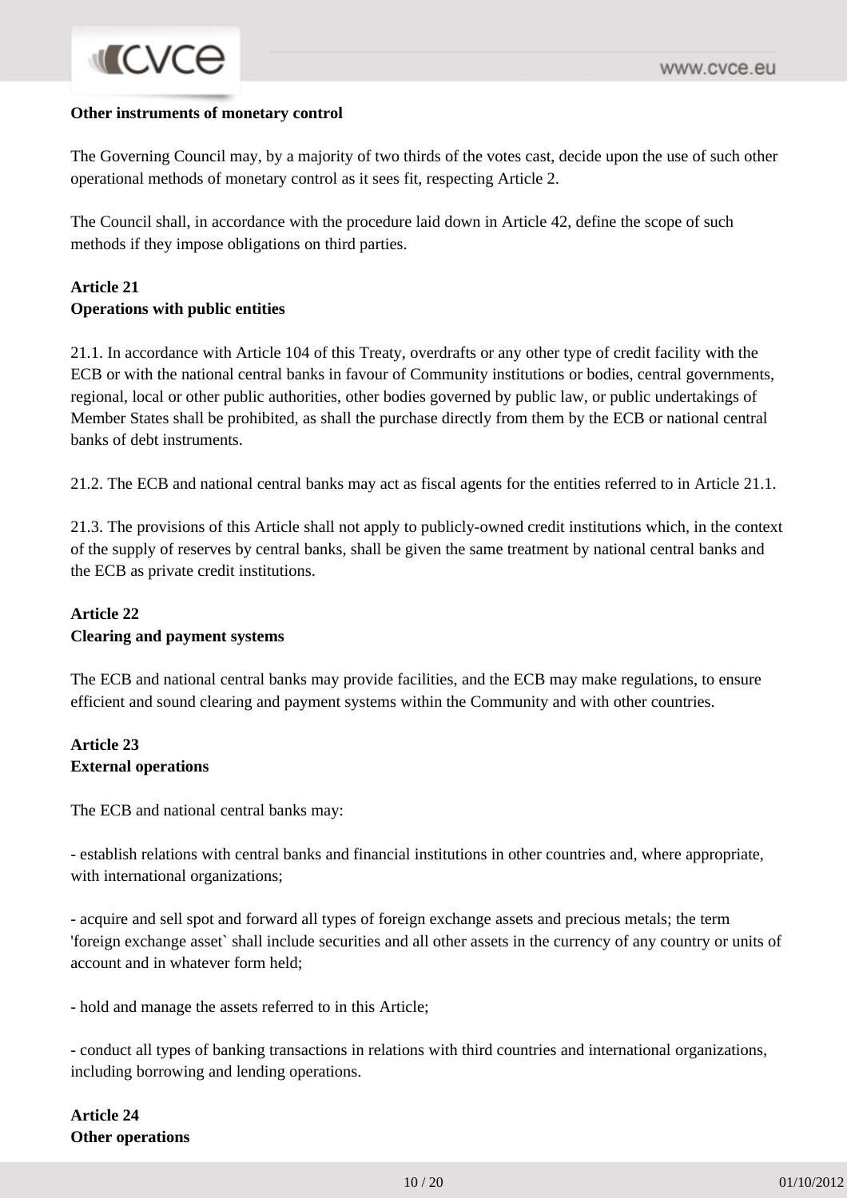**Other instruments of monetary control**

The Governing Council may, by a majority of two thirds of the votes cast, decide upon the use of such other operational methods of monetary control as it sees fit, respecting Article 2.

The Council shall, in accordance with the procedure laid down in Article 42, define the scope of such methods if they impose obligations on third parties.

**Article 21**
**Operations with public entities**

21.1. In accordance with Article 104 of this Treaty, overdrafts or any other type of credit facility with the ECB or with the national central banks in favour of Community institutions or bodies, central governments, regional, local or other public authorities, other bodies governed by public law, or public undertakings of Member States shall be prohibited, as shall the purchase directly from them by the ECB or national central banks of debt instruments.

21.2. The ECB and national central banks may act as fiscal agents for the entities referred to in Article 21.1.

21.3. The provisions of this Article shall not apply to publicly-owned credit institutions which, in the context of the supply of reserves by central banks, shall be given the same treatment by national central banks and the ECB as private credit institutions.

**Article 22**
**Clearing and payment systems**

The ECB and national central banks may provide facilities, and the ECB may make regulations, to ensure efficient and sound clearing and payment systems within the Community and with other countries.

**Article 23**
**External operations**

The ECB and national central banks may:

- establish relations with central banks and financial institutions in other countries and, where appropriate, with international organizations;

- acquire and sell spot and forward all types of foreign exchange assets and precious metals; the term 'foreign exchange asset` shall include securities and all other assets in the currency of any country or units of account and in whatever form held;

- hold and manage the assets referred to in this Article;

- conduct all types of banking transactions in relations with third countries and international organizations, including borrowing and lending operations.

**Article 24**
**Other operations**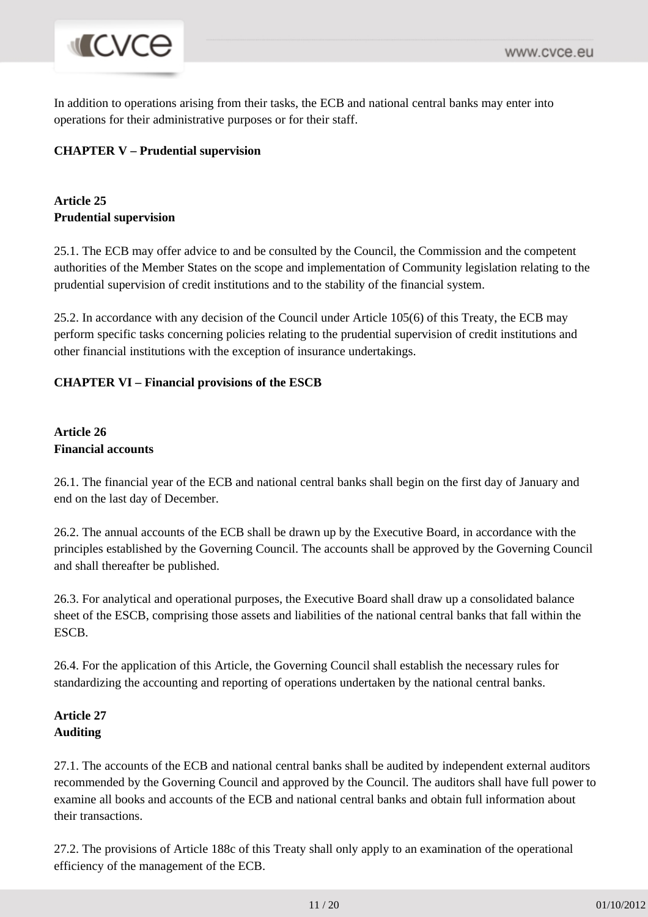In addition to operations arising from their tasks, the ECB and national central banks may enter into operations for their administrative purposes or for their staff.

**CHAPTER V – Prudential supervision**

**Article 25**
**Prudential supervision**

25.1. The ECB may offer advice to and be consulted by the Council, the Commission and the competent authorities of the Member States on the scope and implementation of Community legislation relating to the prudential supervision of credit institutions and to the stability of the financial system.

25.2. In accordance with any decision of the Council under Article 105(6) of this Treaty, the ECB may perform specific tasks concerning policies relating to the prudential supervision of credit institutions and other financial institutions with the exception of insurance undertakings.

**CHAPTER VI – Financial provisions of the ESCB**

**Article 26**
**Financial accounts**

26.1. The financial year of the ECB and national central banks shall begin on the first day of January and end on the last day of December.

26.2. The annual accounts of the ECB shall be drawn up by the Executive Board, in accordance with the principles established by the Governing Council. The accounts shall be approved by the Governing Council and shall thereafter be published.

26.3. For analytical and operational purposes, the Executive Board shall draw up a consolidated balance sheet of the ESCB, comprising those assets and liabilities of the national central banks that fall within the ESCB.

26.4. For the application of this Article, the Governing Council shall establish the necessary rules for standardizing the accounting and reporting of operations undertaken by the national central banks.

**Article 27**
**Auditing**

27.1. The accounts of the ECB and national central banks shall be audited by independent external auditors recommended by the Governing Council and approved by the Council. The auditors shall have full power to examine all books and accounts of the ECB and national central banks and obtain full information about their transactions.

27.2. The provisions of Article 188c of this Treaty shall only apply to an examination of the operational efficiency of the management of the ECB.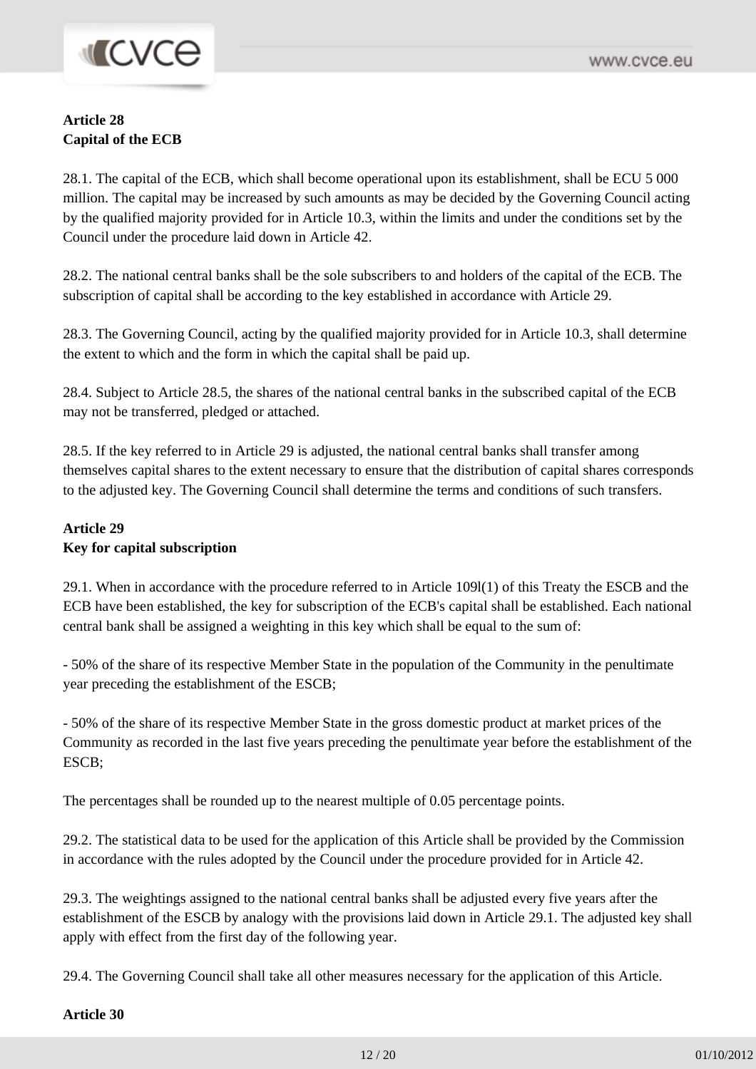**Article 28**
**Capital of the ECB**

28.1. The capital of the ECB, which shall become operational upon its establishment, shall be ECU 5 000 million. The capital may be increased by such amounts as may be decided by the Governing Council acting by the qualified majority provided for in Article 10.3, within the limits and under the conditions set by the Council under the procedure laid down in Article 42.

28.2. The national central banks shall be the sole subscribers to and holders of the capital of the ECB. The subscription of capital shall be according to the key established in accordance with Article 29.

28.3. The Governing Council, acting by the qualified majority provided for in Article 10.3, shall determine the extent to which and the form in which the capital shall be paid up.

28.4. Subject to Article 28.5, the shares of the national central banks in the subscribed capital of the ECB may not be transferred, pledged or attached.

28.5. If the key referred to in Article 29 is adjusted, the national central banks shall transfer among themselves capital shares to the extent necessary to ensure that the distribution of capital shares corresponds to the adjusted key. The Governing Council shall determine the terms and conditions of such transfers.

**Article 29**
**Key for capital subscription**

29.1. When in accordance with the procedure referred to in Article 109l(1) of this Treaty the ESCB and the ECB have been established, the key for subscription of the ECB's capital shall be established. Each national central bank shall be assigned a weighting in this key which shall be equal to the sum of:

- 50% of the share of its respective Member State in the population of the Community in the penultimate year preceding the establishment of the ESCB;

- 50% of the share of its respective Member State in the gross domestic product at market prices of the Community as recorded in the last five years preceding the penultimate year before the establishment of the ESCB;

The percentages shall be rounded up to the nearest multiple of 0.05 percentage points.

29.2. The statistical data to be used for the application of this Article shall be provided by the Commission in accordance with the rules adopted by the Council under the procedure provided for in Article 42.

29.3. The weightings assigned to the national central banks shall be adjusted every five years after the establishment of the ESCB by analogy with the provisions laid down in Article 29.1. The adjusted key shall apply with effect from the first day of the following year.

29.4. The Governing Council shall take all other measures necessary for the application of this Article.

**Article 30**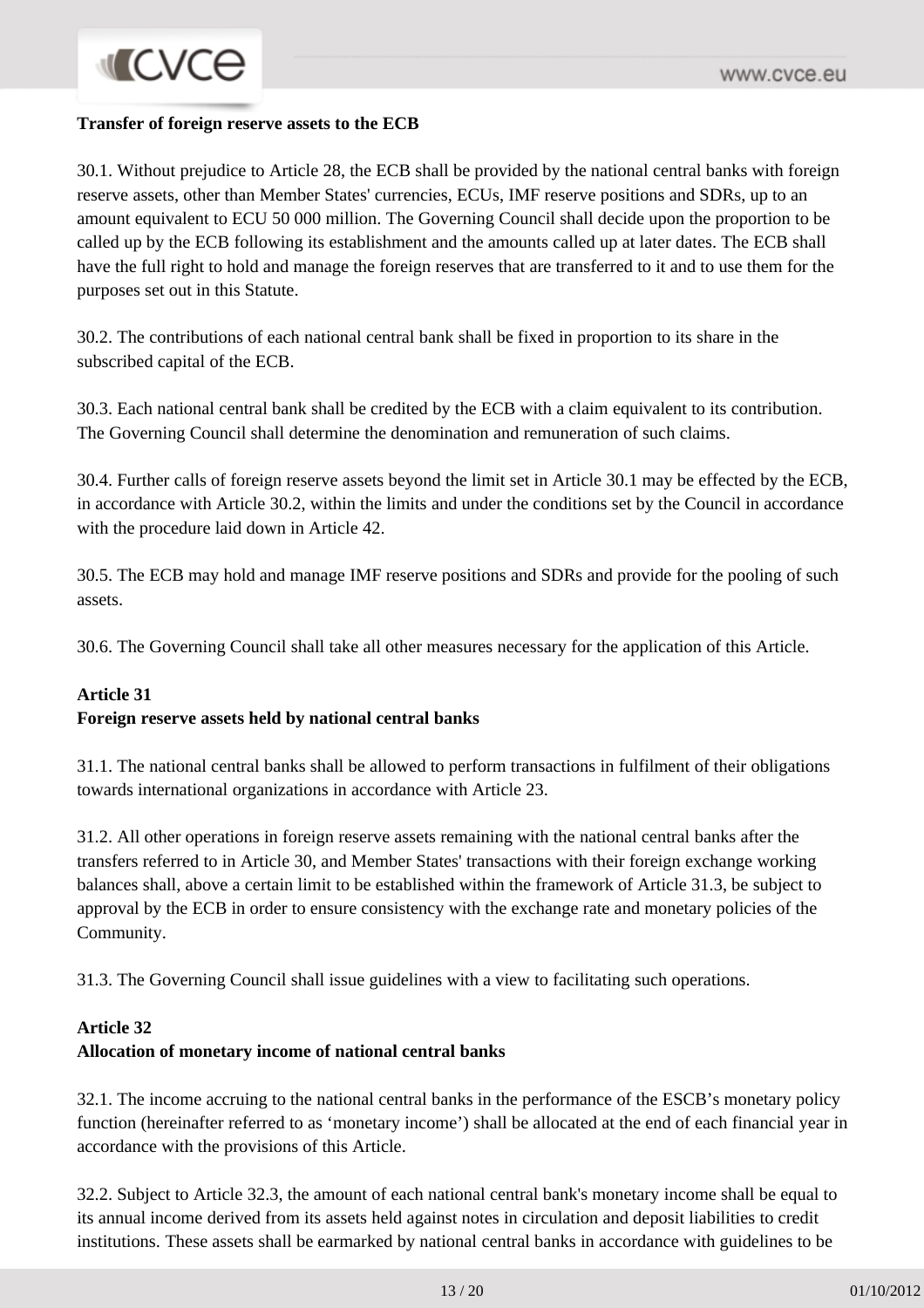**Transfer of foreign reserve assets to the ECB**

30.1. Without prejudice to Article 28, the ECB shall be provided by the national central banks with foreign reserve assets, other than Member States' currencies, ECUs, IMF reserve positions and SDRs, up to an amount equivalent to ECU 50 000 million. The Governing Council shall decide upon the proportion to be called up by the ECB following its establishment and the amounts called up at later dates. The ECB shall have the full right to hold and manage the foreign reserves that are transferred to it and to use them for the purposes set out in this Statute.

30.2. The contributions of each national central bank shall be fixed in proportion to its share in the subscribed capital of the ECB.

30.3. Each national central bank shall be credited by the ECB with a claim equivalent to its contribution. The Governing Council shall determine the denomination and remuneration of such claims.

30.4. Further calls of foreign reserve assets beyond the limit set in Article 30.1 may be effected by the ECB, in accordance with Article 30.2, within the limits and under the conditions set by the Council in accordance with the procedure laid down in Article 42.

30.5. The ECB may hold and manage IMF reserve positions and SDRs and provide for the pooling of such assets.

30.6. The Governing Council shall take all other measures necessary for the application of this Article.

**Article 31**
**Foreign reserve assets held by national central banks**

31.1. The national central banks shall be allowed to perform transactions in fulfilment of their obligations towards international organizations in accordance with Article 23.

31.2. All other operations in foreign reserve assets remaining with the national central banks after the transfers referred to in Article 30, and Member States' transactions with their foreign exchange working balances shall, above a certain limit to be established within the framework of Article 31.3, be subject to approval by the ECB in order to ensure consistency with the exchange rate and monetary policies of the Community.

31.3. The Governing Council shall issue guidelines with a view to facilitating such operations.

**Article 32**
**Allocation of monetary income of national central banks**

32.1. The income accruing to the national central banks in the performance of the ESCB's monetary policy function (hereinafter referred to as 'monetary income') shall be allocated at the end of each financial year in accordance with the provisions of this Article.

32.2. Subject to Article 32.3, the amount of each national central bank's monetary income shall be equal to its annual income derived from its assets held against notes in circulation and deposit liabilities to credit institutions. These assets shall be earmarked by national central banks in accordance with guidelines to be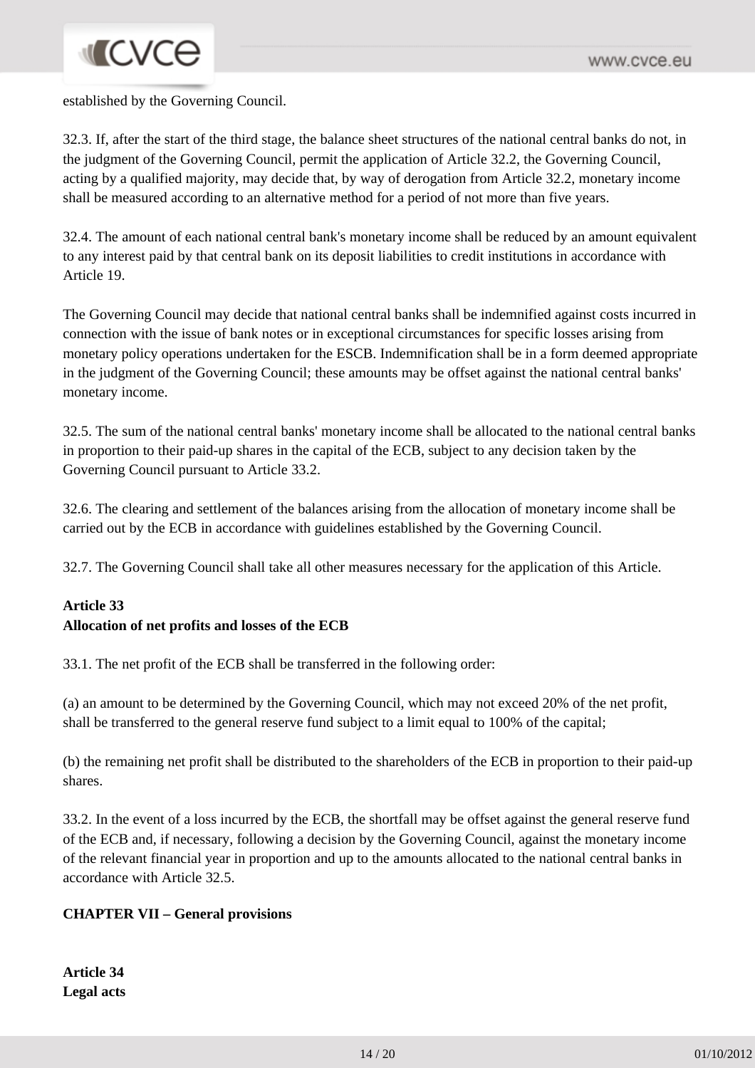established by the Governing Council.

32.3. If, after the start of the third stage, the balance sheet structures of the national central banks do not, in the judgment of the Governing Council, permit the application of Article 32.2, the Governing Council, acting by a qualified majority, may decide that, by way of derogation from Article 32.2, monetary income shall be measured according to an alternative method for a period of not more than five years.

32.4. The amount of each national central bank's monetary income shall be reduced by an amount equivalent to any interest paid by that central bank on its deposit liabilities to credit institutions in accordance with Article 19.

The Governing Council may decide that national central banks shall be indemnified against costs incurred in connection with the issue of bank notes or in exceptional circumstances for specific losses arising from monetary policy operations undertaken for the ESCB. Indemnification shall be in a form deemed appropriate in the judgment of the Governing Council; these amounts may be offset against the national central banks' monetary income.

32.5. The sum of the national central banks' monetary income shall be allocated to the national central banks in proportion to their paid-up shares in the capital of the ECB, subject to any decision taken by the Governing Council pursuant to Article 33.2.

32.6. The clearing and settlement of the balances arising from the allocation of monetary income shall be carried out by the ECB in accordance with guidelines established by the Governing Council.

32.7. The Governing Council shall take all other measures necessary for the application of this Article.

**Article 33**
**Allocation of net profits and losses of the ECB**

33.1. The net profit of the ECB shall be transferred in the following order:

(a) an amount to be determined by the Governing Council, which may not exceed 20% of the net profit, shall be transferred to the general reserve fund subject to a limit equal to 100% of the capital;

(b) the remaining net profit shall be distributed to the shareholders of the ECB in proportion to their paid-up shares.

33.2. In the event of a loss incurred by the ECB, the shortfall may be offset against the general reserve fund of the ECB and, if necessary, following a decision by the Governing Council, against the monetary income of the relevant financial year in proportion and up to the amounts allocated to the national central banks in accordance with Article 32.5.

**CHAPTER VII – General provisions**

**Article 34**
**Legal acts**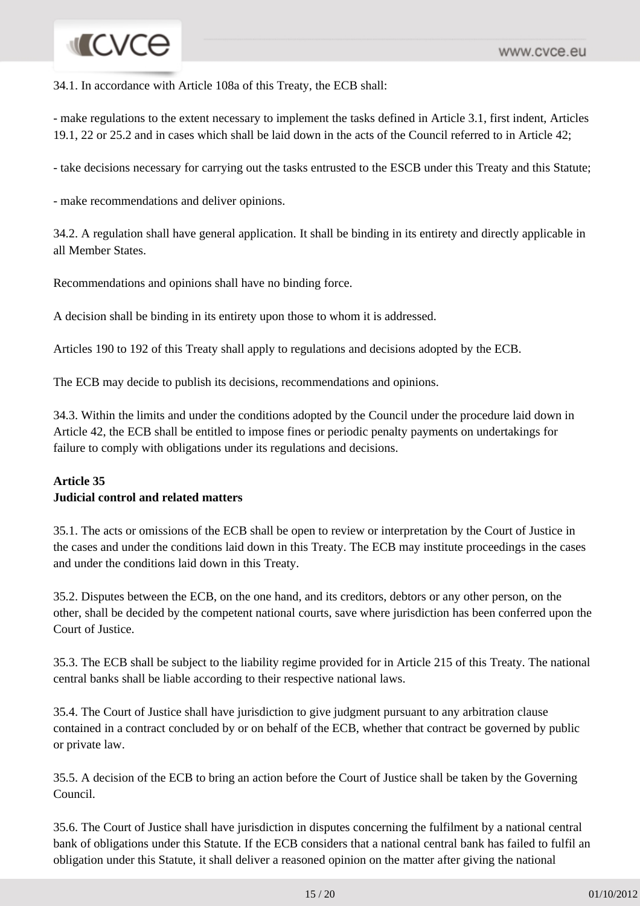34.1. In accordance with Article 108a of this Treaty, the ECB shall:

- make regulations to the extent necessary to implement the tasks defined in Article 3.1, first indent, Articles 19.1, 22 or 25.2 and in cases which shall be laid down in the acts of the Council referred to in Article 42;

- take decisions necessary for carrying out the tasks entrusted to the ESCB under this Treaty and this Statute;

- make recommendations and deliver opinions.

34.2. A regulation shall have general application. It shall be binding in its entirety and directly applicable in all Member States.

Recommendations and opinions shall have no binding force.

A decision shall be binding in its entirety upon those to whom it is addressed.

Articles 190 to 192 of this Treaty shall apply to regulations and decisions adopted by the ECB.

The ECB may decide to publish its decisions, recommendations and opinions.

34.3. Within the limits and under the conditions adopted by the Council under the procedure laid down in Article 42, the ECB shall be entitled to impose fines or periodic penalty payments on undertakings for failure to comply with obligations under its regulations and decisions.

**Article 35**
**Judicial control and related matters**

35.1. The acts or omissions of the ECB shall be open to review or interpretation by the Court of Justice in the cases and under the conditions laid down in this Treaty. The ECB may institute proceedings in the cases and under the conditions laid down in this Treaty.

35.2. Disputes between the ECB, on the one hand, and its creditors, debtors or any other person, on the other, shall be decided by the competent national courts, save where jurisdiction has been conferred upon the Court of Justice.

35.3. The ECB shall be subject to the liability regime provided for in Article 215 of this Treaty. The national central banks shall be liable according to their respective national laws.

35.4. The Court of Justice shall have jurisdiction to give judgment pursuant to any arbitration clause contained in a contract concluded by or on behalf of the ECB, whether that contract be governed by public or private law.

35.5. A decision of the ECB to bring an action before the Court of Justice shall be taken by the Governing Council.

35.6. The Court of Justice shall have jurisdiction in disputes concerning the fulfilment by a national central bank of obligations under this Statute. If the ECB considers that a national central bank has failed to fulfil an obligation under this Statute, it shall deliver a reasoned opinion on the matter after giving the national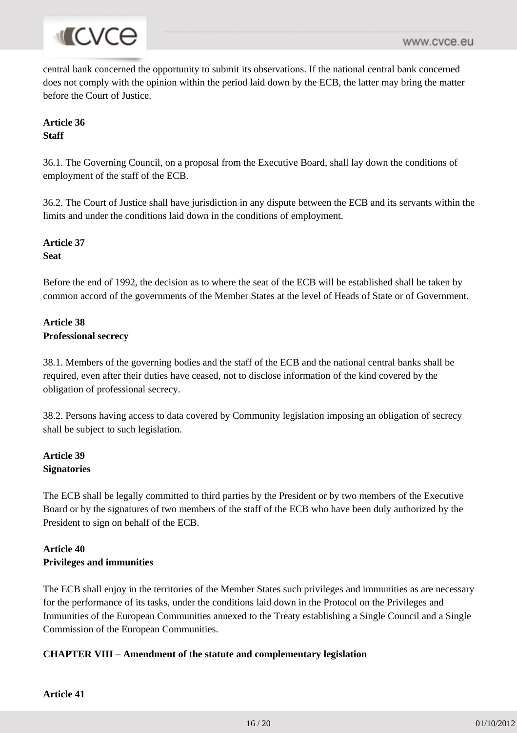central bank concerned the opportunity to submit its observations. If the national central bank concerned does not comply with the opinion within the period laid down by the ECB, the latter may bring the matter before the Court of Justice.

**Article 36**
**Staff**

36.1. The Governing Council, on a proposal from the Executive Board, shall lay down the conditions of employment of the staff of the ECB.

36.2. The Court of Justice shall have jurisdiction in any dispute between the ECB and its servants within the limits and under the conditions laid down in the conditions of employment.

**Article 37**
**Seat**

Before the end of 1992, the decision as to where the seat of the ECB will be established shall be taken by common accord of the governments of the Member States at the level of Heads of State or of Government.

**Article 38**
**Professional secrecy**

38.1. Members of the governing bodies and the staff of the ECB and the national central banks shall be required, even after their duties have ceased, not to disclose information of the kind covered by the obligation of professional secrecy.

38.2. Persons having access to data covered by Community legislation imposing an obligation of secrecy shall be subject to such legislation.

**Article 39**
**Signatories**

The ECB shall be legally committed to third parties by the President or by two members of the Executive Board or by the signatures of two members of the staff of the ECB who have been duly authorized by the President to sign on behalf of the ECB.

**Article 40**
**Privileges and immunities**

The ECB shall enjoy in the territories of the Member States such privileges and immunities as are necessary for the performance of its tasks, under the conditions laid down in the Protocol on the Privileges and Immunities of the European Communities annexed to the Treaty establishing a Single Council and a Single Commission of the European Communities.

**CHAPTER VIII – Amendment of the statute and complementary legislation**

**Article 41**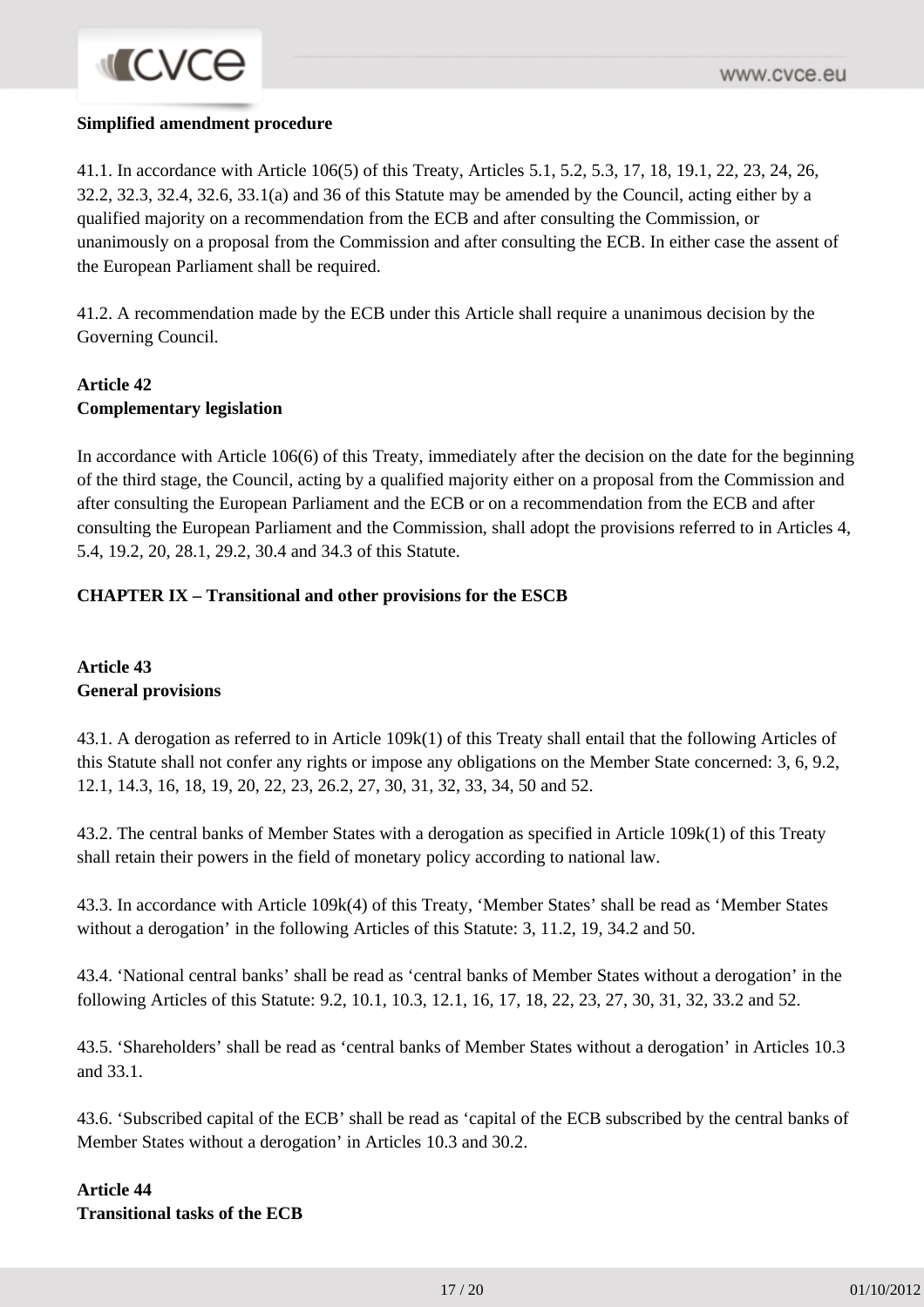**Simplified amendment procedure**

41.1. In accordance with Article 106(5) of this Treaty, Articles 5.1, 5.2, 5.3, 17, 18, 19.1, 22, 23, 24, 26, 32.2, 32.3, 32.4, 32.6, 33.1(a) and 36 of this Statute may be amended by the Council, acting either by a qualified majority on a recommendation from the ECB and after consulting the Commission, or unanimously on a proposal from the Commission and after consulting the ECB. In either case the assent of the European Parliament shall be required.

41.2. A recommendation made by the ECB under this Article shall require a unanimous decision by the Governing Council.

**Article 42**
**Complementary legislation**

In accordance with Article 106(6) of this Treaty, immediately after the decision on the date for the beginning of the third stage, the Council, acting by a qualified majority either on a proposal from the Commission and after consulting the European Parliament and the ECB or on a recommendation from the ECB and after consulting the European Parliament and the Commission, shall adopt the provisions referred to in Articles 4, 5.4, 19.2, 20, 28.1, 29.2, 30.4 and 34.3 of this Statute.

**CHAPTER IX – Transitional and other provisions for the ESCB**

**Article 43**
**General provisions**

43.1. A derogation as referred to in Article 109k(1) of this Treaty shall entail that the following Articles of this Statute shall not confer any rights or impose any obligations on the Member State concerned: 3, 6, 9.2, 12.1, 14.3, 16, 18, 19, 20, 22, 23, 26.2, 27, 30, 31, 32, 33, 34, 50 and 52.

43.2. The central banks of Member States with a derogation as specified in Article 109k(1) of this Treaty shall retain their powers in the field of monetary policy according to national law.

43.3. In accordance with Article 109k(4) of this Treaty, 'Member States' shall be read as 'Member States without a derogation' in the following Articles of this Statute: 3, 11.2, 19, 34.2 and 50.

43.4. 'National central banks' shall be read as 'central banks of Member States without a derogation' in the following Articles of this Statute: 9.2, 10.1, 10.3, 12.1, 16, 17, 18, 22, 23, 27, 30, 31, 32, 33.2 and 52.

43.5. 'Shareholders' shall be read as 'central banks of Member States without a derogation' in Articles 10.3 and 33.1.

43.6. 'Subscribed capital of the ECB' shall be read as 'capital of the ECB subscribed by the central banks of Member States without a derogation' in Articles 10.3 and 30.2.

**Article 44**
**Transitional tasks of the ECB**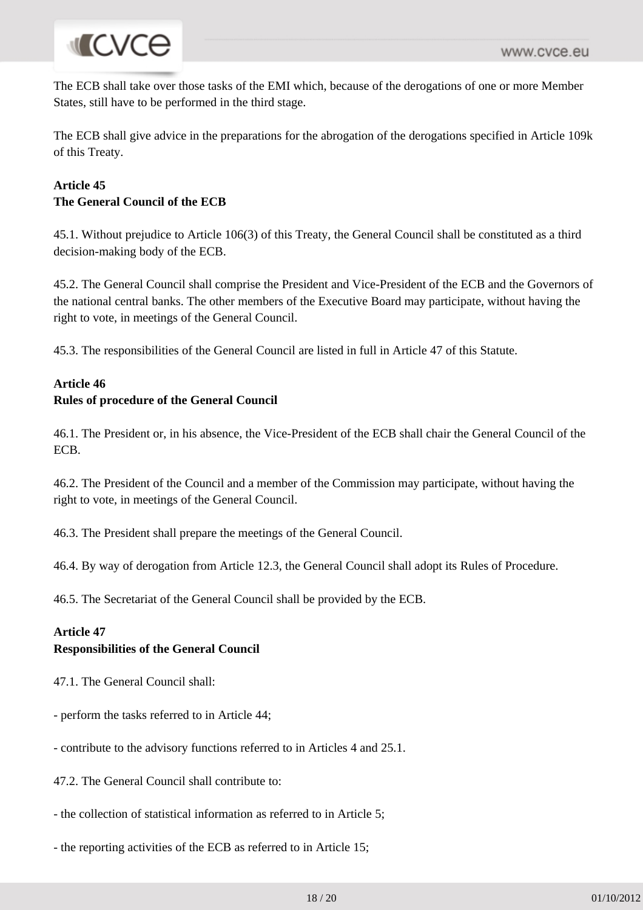The ECB shall take over those tasks of the EMI which, because of the derogations of one or more Member States, still have to be performed in the third stage.

The ECB shall give advice in the preparations for the abrogation of the derogations specified in Article 109k of this Treaty.

**Article 45**
**The General Council of the ECB**

45.1. Without prejudice to Article 106(3) of this Treaty, the General Council shall be constituted as a third decision-making body of the ECB.

45.2. The General Council shall comprise the President and Vice-President of the ECB and the Governors of the national central banks. The other members of the Executive Board may participate, without having the right to vote, in meetings of the General Council.

45.3. The responsibilities of the General Council are listed in full in Article 47 of this Statute.

**Article 46**
**Rules of procedure of the General Council**

46.1. The President or, in his absence, the Vice-President of the ECB shall chair the General Council of the ECB.

46.2. The President of the Council and a member of the Commission may participate, without having the right to vote, in meetings of the General Council.

46.3. The President shall prepare the meetings of the General Council.

46.4. By way of derogation from Article 12.3, the General Council shall adopt its Rules of Procedure.

46.5. The Secretariat of the General Council shall be provided by the ECB.

**Article 47**
**Responsibilities of the General Council**

47.1. The General Council shall:

- perform the tasks referred to in Article 44;

- contribute to the advisory functions referred to in Articles 4 and 25.1.

47.2. The General Council shall contribute to:

- the collection of statistical information as referred to in Article 5;

- the reporting activities of the ECB as referred to in Article 15;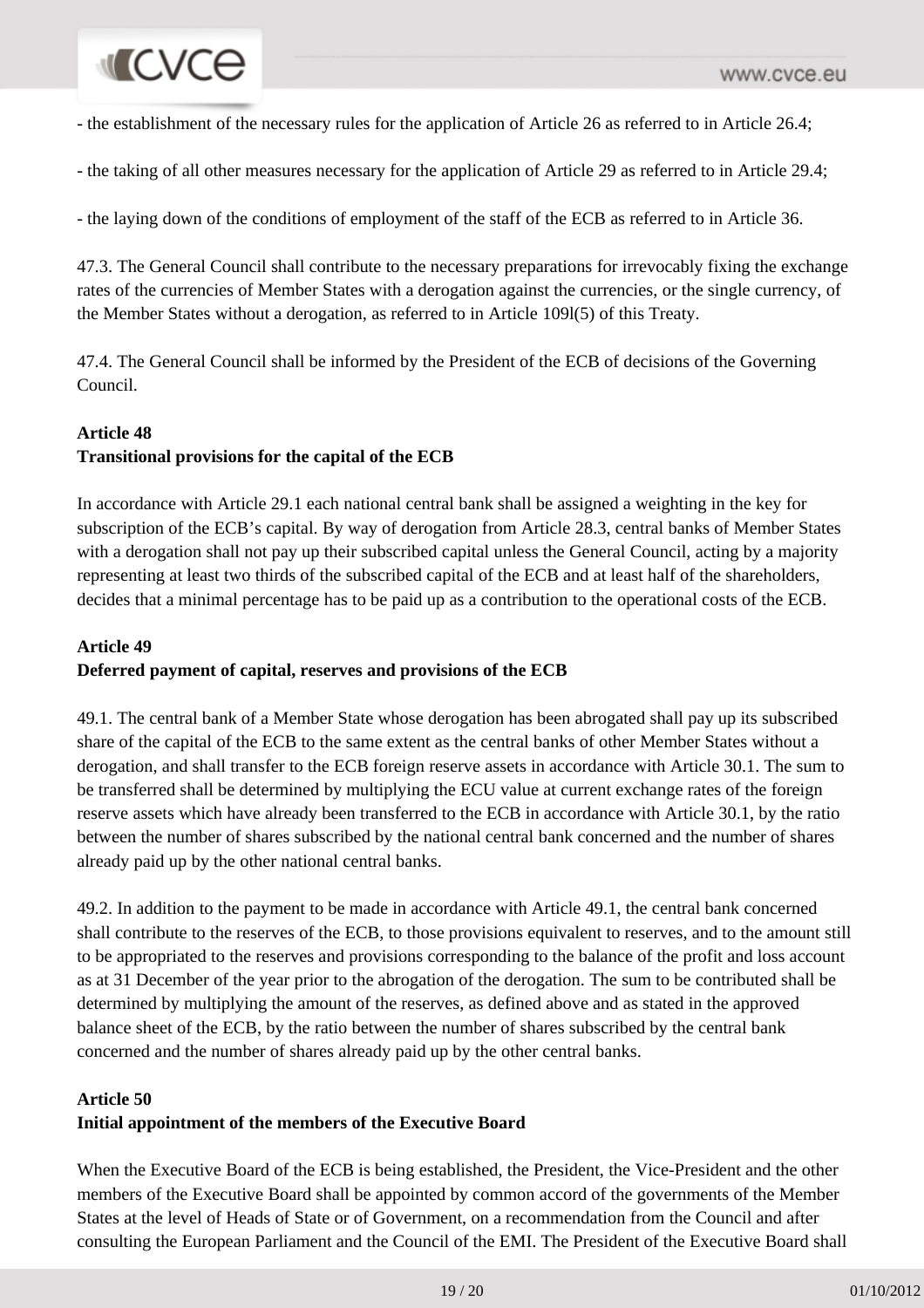- the establishment of the necessary rules for the application of Article 26 as referred to in Article 26.4;

- the taking of all other measures necessary for the application of Article 29 as referred to in Article 29.4;

- the laying down of the conditions of employment of the staff of the ECB as referred to in Article 36.

47.3. The General Council shall contribute to the necessary preparations for irrevocably fixing the exchange rates of the currencies of Member States with a derogation against the currencies, or the single currency, of the Member States without a derogation, as referred to in Article 109l(5) of this Treaty.

47.4. The General Council shall be informed by the President of the ECB of decisions of the Governing Council.

**Article 48**
**Transitional provisions for the capital of the ECB**

In accordance with Article 29.1 each national central bank shall be assigned a weighting in the key for subscription of the ECB's capital. By way of derogation from Article 28.3, central banks of Member States with a derogation shall not pay up their subscribed capital unless the General Council, acting by a majority representing at least two thirds of the subscribed capital of the ECB and at least half of the shareholders, decides that a minimal percentage has to be paid up as a contribution to the operational costs of the ECB.

**Article 49**
**Deferred payment of capital, reserves and provisions of the ECB**

49.1. The central bank of a Member State whose derogation has been abrogated shall pay up its subscribed share of the capital of the ECB to the same extent as the central banks of other Member States without a derogation, and shall transfer to the ECB foreign reserve assets in accordance with Article 30.1. The sum to be transferred shall be determined by multiplying the ECU value at current exchange rates of the foreign reserve assets which have already been transferred to the ECB in accordance with Article 30.1, by the ratio between the number of shares subscribed by the national central bank concerned and the number of shares already paid up by the other national central banks.

49.2. In addition to the payment to be made in accordance with Article 49.1, the central bank concerned shall contribute to the reserves of the ECB, to those provisions equivalent to reserves, and to the amount still to be appropriated to the reserves and provisions corresponding to the balance of the profit and loss account as at 31 December of the year prior to the abrogation of the derogation. The sum to be contributed shall be determined by multiplying the amount of the reserves, as defined above and as stated in the approved balance sheet of the ECB, by the ratio between the number of shares subscribed by the central bank concerned and the number of shares already paid up by the other central banks.

**Article 50**
**Initial appointment of the members of the Executive Board**

When the Executive Board of the ECB is being established, the President, the Vice-President and the other members of the Executive Board shall be appointed by common accord of the governments of the Member States at the level of Heads of State or of Government, on a recommendation from the Council and after consulting the European Parliament and the Council of the EMI. The President of the Executive Board shall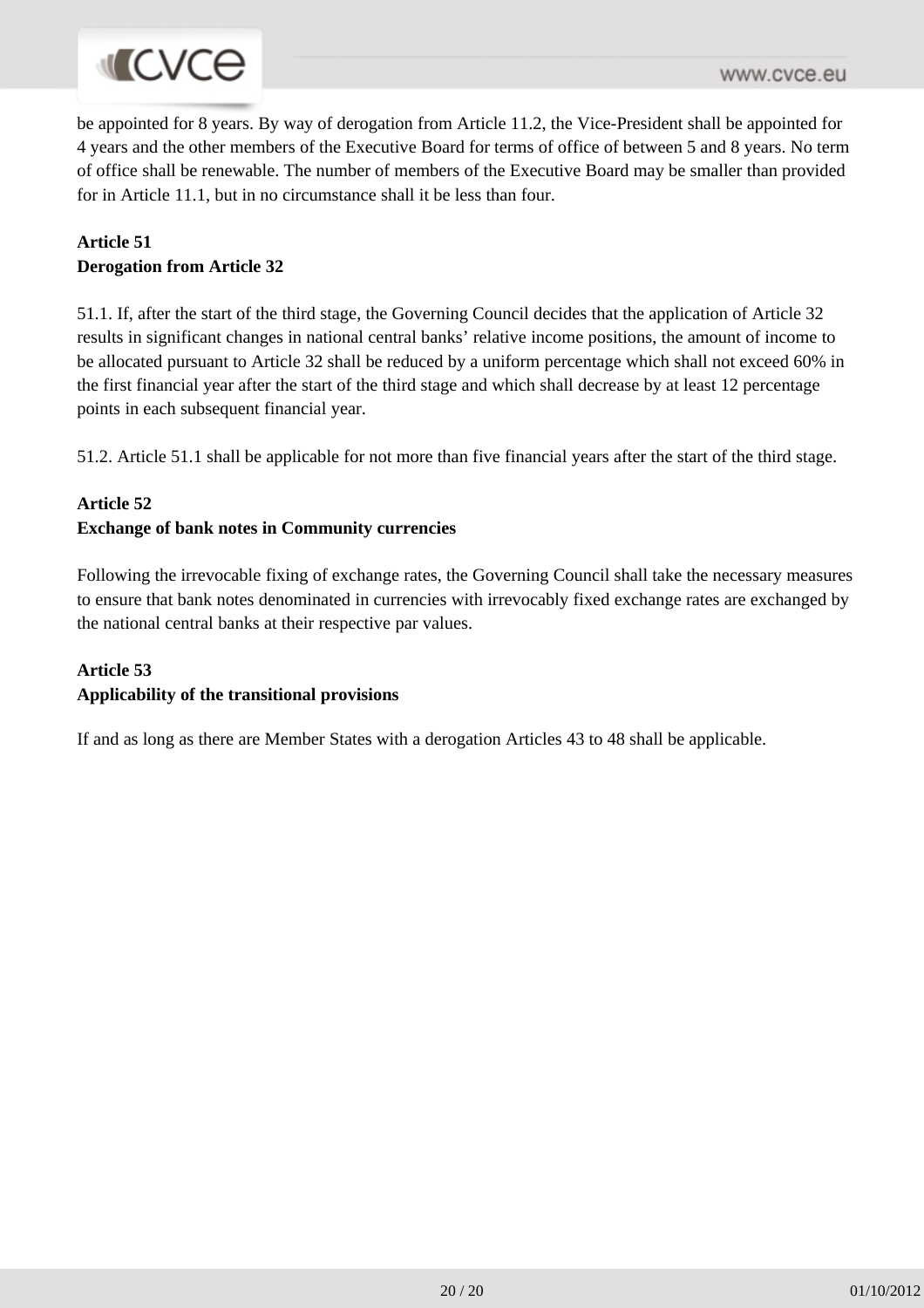be appointed for 8 years. By way of derogation from Article 11.2, the Vice-President shall be appointed for 4 years and the other members of the Executive Board for terms of office of between 5 and 8 years. No term of office shall be renewable. The number of members of the Executive Board may be smaller than provided for in Article 11.1, but in no circumstance shall it be less than four.

**Article 51**
**Derogation from Article 32**

51.1. If, after the start of the third stage, the Governing Council decides that the application of Article 32 results in significant changes in national central banks' relative income positions, the amount of income to be allocated pursuant to Article 32 shall be reduced by a uniform percentage which shall not exceed 60% in the first financial year after the start of the third stage and which shall decrease by at least 12 percentage points in each subsequent financial year.

51.2. Article 51.1 shall be applicable for not more than five financial years after the start of the third stage.

**Article 52**
**Exchange of bank notes in Community currencies**

Following the irrevocable fixing of exchange rates, the Governing Council shall take the necessary measures to ensure that bank notes denominated in currencies with irrevocably fixed exchange rates are exchanged by the national central banks at their respective par values.

**Article 53**
**Applicability of the transitional provisions**

If and as long as there are Member States with a derogation Articles 43 to 48 shall be applicable.